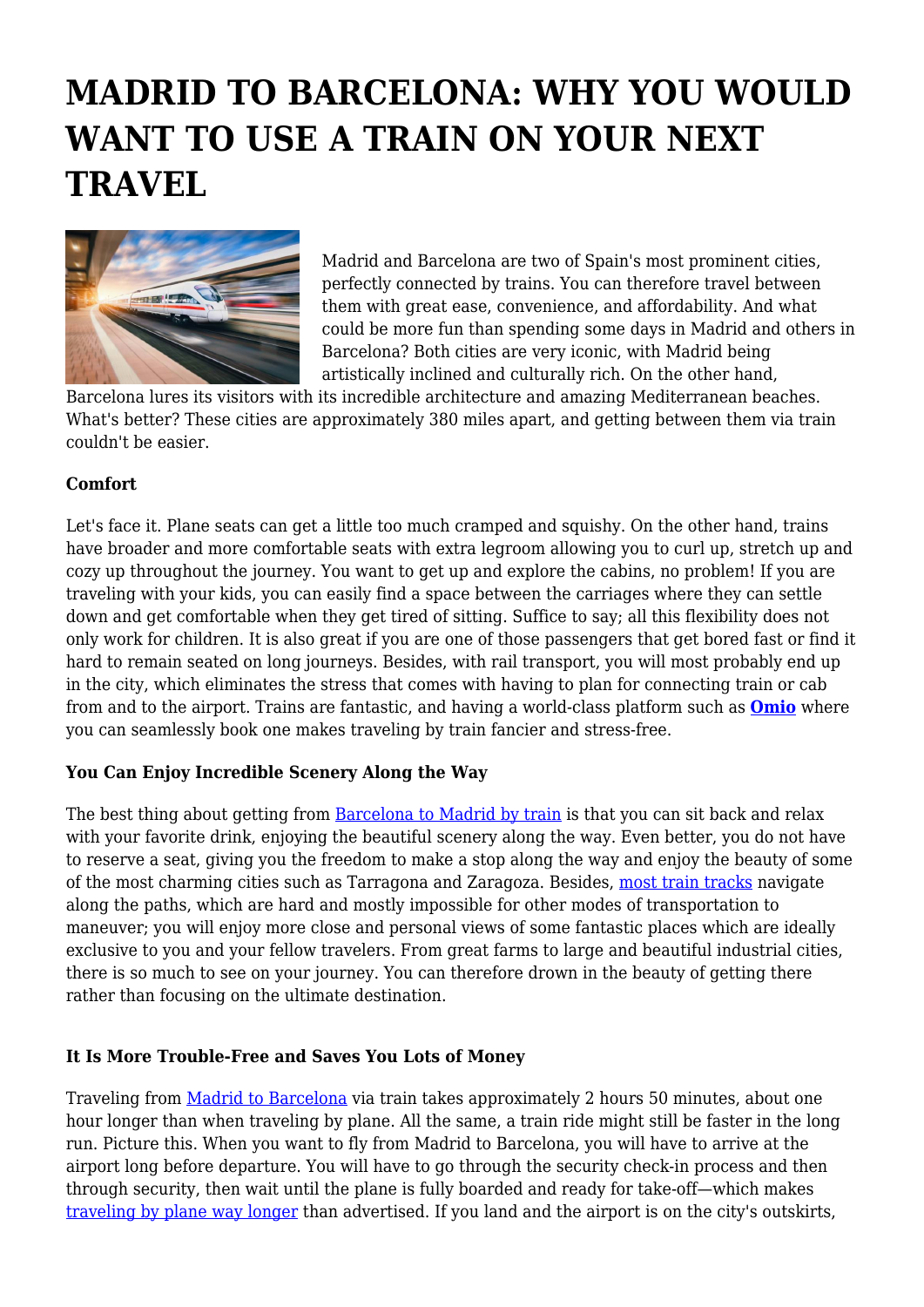# MADRID TO BARCELONA: WHY YOU WOULD WANT TO USE A TRAIN ON YOUR NEXT TRAVEL

Madrid and Barcelona are two of Spain's most prominent cities, perfectly connected by trains. You can therefore travel between them with great ease, convenience, and affordability. And what could be more fun than spending some days in Madrid and others in Barcelona? Both cities are very iconic, with Madrid being artistically inclined and culturally rich. On the other hand, Barcelona lures its visitors with its incredible architecture and amazing Mediterranean beaches. What's better? These cities are approximately 380 miles apart, and getting between them via train couldn't be easier.

**Comfort**

Let's face it. Plane seats can get a little too much cramped and squishy. On the other hand, trains have broader and more comfortable seats with extra legroom allowing you to curl up, stretch up and cozy up throughout the journey. You want to get up and explore the cabins, no problem! If you are traveling with your kids, you can easily find a space between the carriages where they can settle down and get comfortable when they get tired of sitting. Suffice to say; all this flexibility does not only work for children. It is also great if you are one of those passengers that get bored fast or find it hard to remain seated on long journeys. Besides, with rail transport, you will most probably end up in the city, which eliminates the stress that comes with having to plan for connecting train or cab from and to the airport. Trains are fantastic, and having a world-class platform such as **Omio** where you can seamlessly book one makes traveling by train fancier and stress-free.

**You Can Enjoy Incredible Scenery Along the Way**

The best thing about getting from Barcelona to Madrid by train is that you can sit back and relax with your favorite drink, enjoying the beautiful scenery along the way. Even better, you do not have to reserve a seat, giving you the freedom to make a stop along the way and enjoy the beauty of some of the most charming cities such as Tarragona and Zaragoza. Besides, most train tracks navigate along the paths, which are hard and mostly impossible for other modes of transportation to maneuver; you will enjoy more close and personal views of some fantastic places which are ideally exclusive to you and your fellow travelers. From great farms to large and beautiful industrial cities, there is so much to see on your journey. You can therefore drown in the beauty of getting there rather than focusing on the ultimate destination.

**It Is More Trouble-Free and Saves You Lots of Money**

Traveling from Madrid to Barcelona via train takes approximately 2 hours 50 minutes, about one hour longer than when traveling by plane. All the same, a train ride might still be faster in the long run. Picture this. When you want to fly from Madrid to Barcelona, you will have to arrive at the airport long before departure. You will have to go through the security check-in process and then through security, then wait until the plane is fully boarded and ready for take-off—which makes traveling by plane way longer than advertised. If you land and the airport is on the city's outskirts,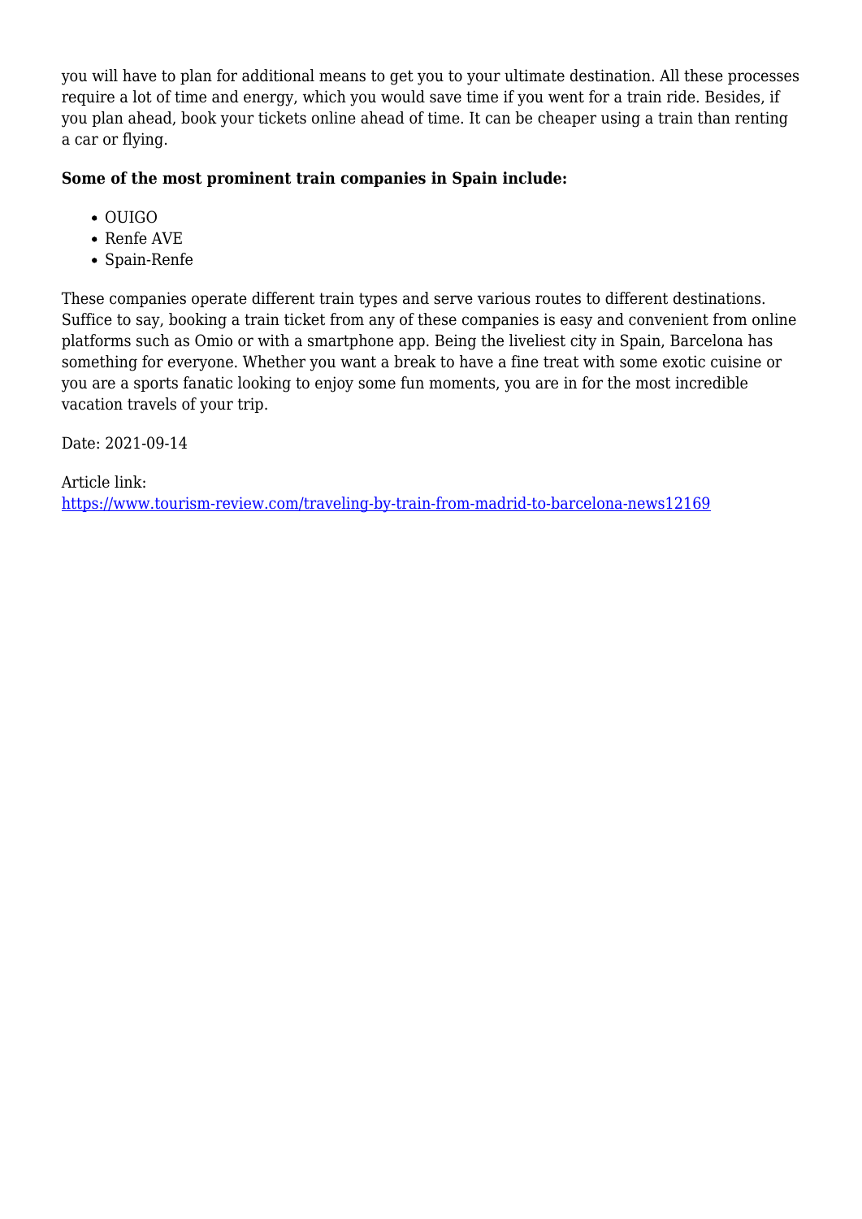you will have to plan for additional means to get you to your ultimate destination. All these processes require a lot of time and energy, which you would save time if you went for a train ride. Besides, if you plan ahead, book your tickets online ahead of time. It can be cheaper using a train than renting a car or flying.

**Some of the most prominent train companies in Spain include:**

- OUIGO
- Renfe AVE
- Spain-Renfe

These companies operate different train types and serve various routes to different destinations. Suffice to say, booking a train ticket from any of these companies is easy and convenient from online platforms such as Omio or with a smartphone app. Being the liveliest city in Spain, Barcelona has something for everyone. Whether you want a break to have a fine treat with some exotic cuisine or you are a sports fanatic looking to enjoy some fun moments, you are in for the most incredible vacation travels of your trip.

Date: 2021-09-14

Article link:
https://www.tourism-review.com/traveling-by-train-from-madrid-to-barcelona-news12169